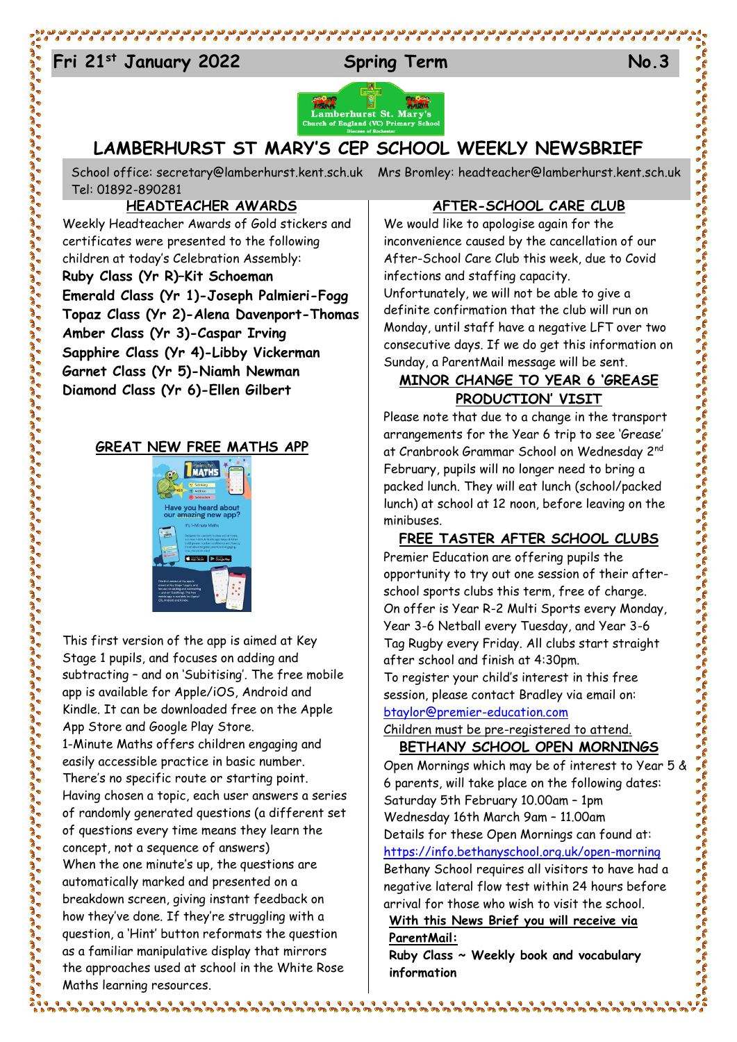Fri 21st January 2022 Spring Term No.3

# LAMBERHURST ST MARY'S CEP SCHOOL WEEKLY NEWSBRIEF

School office: secretary@lamberhurst.kent.sch.uk Mrs Bromley: headteacher@lamberhurst.kent.sch.uk Tel: 01892-890281

## HEADTEACHER AWARDS

Weekly Headteacher Awards of Gold stickers and certificates were presented to the following children at today's Celebration Assembly:

**Ruby Class (Yr R)–Kit Schoeman**
**Emerald Class (Yr 1)-Joseph Palmieri-Fogg**
**Topaz Class (Yr 2)-Alena Davenport-Thomas**
**Amber Class (Yr 3)-Caspar Irving**
**Sapphire Class (Yr 4)-Libby Vickerman**
**Garnet Class (Yr 5)-Niamh Newman**
**Diamond Class (Yr 6)-Ellen Gilbert**

## GREAT NEW FREE MATHS APP

This first version of the app is aimed at Key Stage 1 pupils, and focuses on adding and subtracting – and on 'Subitising'. The free mobile app is available for Apple/iOS, Android and Kindle. It can be downloaded free on the Apple App Store and Google Play Store.

1-Minute Maths offers children engaging and easily accessible practice in basic number. There's no specific route or starting point. Having chosen a topic, each user answers a series of randomly generated questions (a different set of questions every time means they learn the concept, not a sequence of answers)

When the one minute's up, the questions are automatically marked and presented on a breakdown screen, giving instant feedback on how they've done. If they're struggling with a question, a 'Hint' button reformats the question as a familiar manipulative display that mirrors the approaches used at school in the White Rose Maths learning resources.

## AFTER-SCHOOL CARE CLUB

We would like to apologise again for the inconvenience caused by the cancellation of our After-School Care Club this week, due to Covid infections and staffing capacity.

Unfortunately, we will not be able to give a definite confirmation that the club will run on Monday, until staff have a negative LFT over two consecutive days. If we do get this information on Sunday, a ParentMail message will be sent.

## MINOR CHANGE TO YEAR 6 'GREASE PRODUCTION' VISIT

Please note that due to a change in the transport arrangements for the Year 6 trip to see 'Grease' at Cranbrook Grammar School on Wednesday 2nd February, pupils will no longer need to bring a packed lunch. They will eat lunch (school/packed lunch) at school at 12 noon, before leaving on the minibuses.

## FREE TASTER AFTER SCHOOL CLUBS

Premier Education are offering pupils the opportunity to try out one session of their after-school sports clubs this term, free of charge.

On offer is Year R-2 Multi Sports every Monday, Year 3-6 Netball every Tuesday, and Year 3-6 Tag Rugby every Friday. All clubs start straight after school and finish at 4:30pm.

To register your child's interest in this free session, please contact Bradley via email on: btaylor@premier-education.com

Children must be pre-registered to attend.

## BETHANY SCHOOL OPEN MORNINGS

Open Mornings which may be of interest to Year 5 & 6 parents, will take place on the following dates:

Saturday 5th February 10.00am – 1pm
Wednesday 16th March 9am – 11.00am

Details for these Open Mornings can found at: https://info.bethanyschool.org.uk/open-morning

Bethany School requires all visitors to have had a negative lateral flow test within 24 hours before arrival for those who wish to visit the school.

**With this News Brief you will receive via ParentMail:**

**Ruby Class ~ Weekly book and vocabulary information**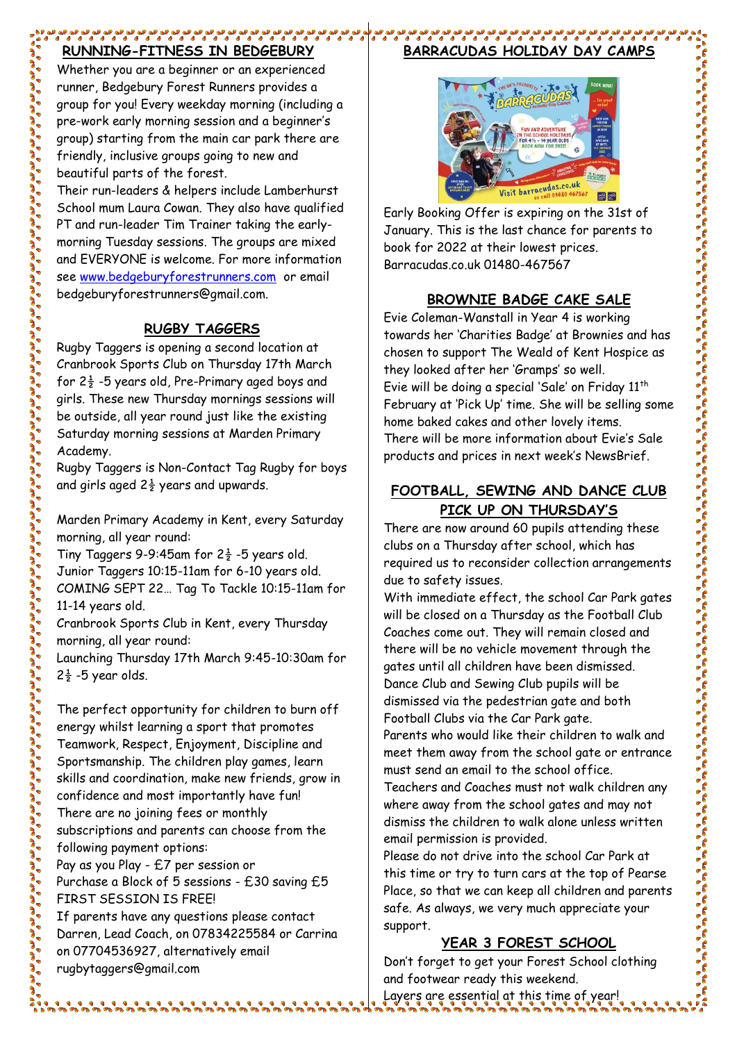## RUNNING-FITNESS IN BEDGEBURY

Whether you are a beginner or an experienced runner, Bedgebury Forest Runners provides a group for you! Every weekday morning (including a pre-work early morning session and a beginner's group) starting from the main car park there are friendly, inclusive groups going to new and beautiful parts of the forest.

Their run-leaders & helpers include Lamberhurst School mum Laura Cowan. They also have qualified PT and run-leader Tim Trainer taking the early-morning Tuesday sessions. The groups are mixed and EVERYONE is welcome. For more information see www.bedgeburyforestrunners.com or email bedgeburyforestrunners@gmail.com.

## RUGBY TAGGERS

Rugby Taggers is opening a second location at Cranbrook Sports Club on Thursday 17th March for 2½ -5 years old, Pre-Primary aged boys and girls. These new Thursday mornings sessions will be outside, all year round just like the existing Saturday morning sessions at Marden Primary Academy.

Rugby Taggers is Non-Contact Tag Rugby for boys and girls aged 2½ years and upwards.

Marden Primary Academy in Kent, every Saturday morning, all year round:
Tiny Taggers 9-9:45am for 2½ -5 years old.
Junior Taggers 10:15-11am for 6-10 years old.
COMING SEPT 22… Tag To Tackle 10:15-11am for 11-14 years old.
Cranbrook Sports Club in Kent, every Thursday morning, all year round:
Launching Thursday 17th March 9:45-10:30am for 2½ -5 year olds.

The perfect opportunity for children to burn off energy whilst learning a sport that promotes Teamwork, Respect, Enjoyment, Discipline and Sportsmanship. The children play games, learn skills and coordination, make new friends, grow in confidence and most importantly have fun!
There are no joining fees or monthly subscriptions and parents can choose from the following payment options:
Pay as you Play - £7 per session or
Purchase a Block of 5 sessions - £30 saving £5
FIRST SESSION IS FREE!
If parents have any questions please contact Darren, Lead Coach, on 07834225584 or Carrina on 07704536927, alternatively email rugbytaggers@gmail.com

## BARRACUDAS HOLIDAY DAY CAMPS

Early Booking Offer is expiring on the 31st of January. This is the last chance for parents to book for 2022 at their lowest prices.
Barracudas.co.uk 01480-467567

## BROWNIE BADGE CAKE SALE

Evie Coleman-Wanstall in Year 4 is working towards her 'Charities Badge' at Brownies and has chosen to support The Weald of Kent Hospice as they looked after her 'Gramps' so well.
Evie will be doing a special 'Sale' on Friday 11th February at 'Pick Up' time. She will be selling some home baked cakes and other lovely items.
There will be more information about Evie's Sale products and prices in next week's NewsBrief.

## FOOTBALL, SEWING AND DANCE CLUB PICK UP ON THURSDAY'S

There are now around 60 pupils attending these clubs on a Thursday after school, which has required us to reconsider collection arrangements due to safety issues.
With immediate effect, the school Car Park gates will be closed on a Thursday as the Football Club Coaches come out. They will remain closed and there will be no vehicle movement through the gates until all children have been dismissed.
Dance Club and Sewing Club pupils will be dismissed via the pedestrian gate and both Football Clubs via the Car Park gate.
Parents who would like their children to walk and meet them away from the school gate or entrance must send an email to the school office.
Teachers and Coaches must not walk children any where away from the school gates and may not dismiss the children to walk alone unless written email permission is provided.
Please do not drive into the school Car Park at this time or try to turn cars at the top of Pearse Place, so that we can keep all children and parents safe. As always, we very much appreciate your support.

## YEAR 3 FOREST SCHOOL

Don't forget to get your Forest School clothing and footwear ready this weekend.
Layers are essential at this time of year!